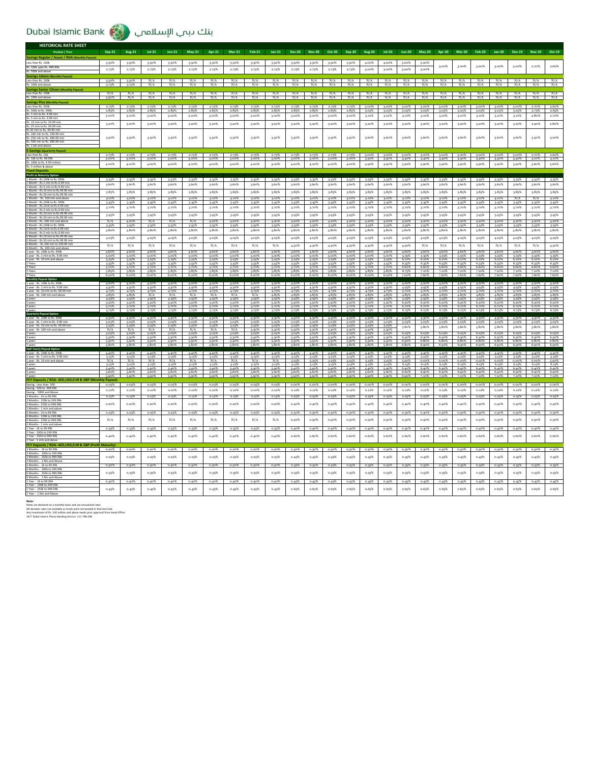# Dubai Islamic Bank بنك دبي الإسلامي

## HISTORICAL RATE SHEET

| Product / Tiers | Sep-21 | Aug-21 | Jul-21 | Jun-21 | May-21 | Apr-21 | Mar-21 | Feb-21 | Jan-21 | Dec-20 | Nov-20 | Oct-20 | Sep-20 | Aug-20 | Jul-20 | Jun-20 | May-20 | Apr-20 | Mar-20 | Feb-20 | Jan-20 | Dec-19 | Nov-19 | Oct-19 |
|---|---|---|---|---|---|---|---|---|---|---|---|---|---|---|---|---|---|---|---|---|---|---|---|---|
| **Savings Regular / Asaan / RDA (Monthly Payout)** | | | | | | | | | | | | | | | | | | | | | | | | |
| Less than Rs. 100k | 3.50% | 3.50% | 3.50% | 3.50% | 3.50% | 3.50% | 3.50% | 3.50% | 3.50% | 3.50% | 3.50% | 3.50% | 3.50% | 4.00% | 4.00% | 5.00% | 5.00% | 3.00% | 3.00% | 3.00% | 3.00% | 3.00% | 2.70% | 2.60% |
| Rs. 100k upto Rs. 499.99k / Rs. 500k and above | 2.75% | 2.75% | 2.75% | 2.75% | 2.75% | 2.75% | 2.75% | 2.75% | 2.75% | 2.75% | 2.75% | 2.75% | 2.75% | 3.00% | 3.00% | 3.00% | 3.00% | | | | | | | |
| **Savings Johara (Monthly Payout)** | | | | | | | | | | | | | | | | | | | | | | | | |
| Less than Rs. 100k | 3.50% | 3.50% | N/A | N/A | N/A | N/A | N/A | N/A | N/A | N/A | N/A | N/A | N/A | N/A | N/A | N/A | N/A | N/A | N/A | N/A | N/A | N/A | N/A | N/A |
| Rs. 100k and above | 3.75% | 3.75% | N/A | N/A | N/A | N/A | N/A | N/A | N/A | N/A | N/A | N/A | N/A | N/A | N/A | N/A | N/A | N/A | N/A | N/A | N/A | N/A | N/A | N/A |
| **Savings Senior Citizen (Monthly Payout)** | | | | | | | | | | | | | | | | | | | | | | | | |
| Less than Rs. 100k | N/A | N/A | N/A | N/A | N/A | N/A | N/A | N/A | N/A | N/A | N/A | N/A | N/A | N/A | N/A | N/A | N/A | N/A | N/A | N/A | N/A | N/A | N/A | N/A |
| Rs. 100k and above | 5.50% | N/A | N/A | N/A | N/A | N/A | N/A | N/A | N/A | N/A | N/A | N/A | N/A | N/A | N/A | N/A | N/A | N/A | N/A | N/A | N/A | N/A | N/A | N/A |
| **Savings Plus (Monthly Payout)** | | | | | | | | | | | | | | | | | | | | | | | | |
| Less than Rs. 500k | 2.75% | 2.75% | 2.75% | 2.75% | 2.75% | 2.75% | 2.75% | 2.75% | 2.75% | 2.75% | 2.75% | 2.75% | 2.75% | 3.00% | 3.00% | 3.00% | 3.00% | 3.00% | 3.00% | 3.00% | 3.00% | 3.00% | 2.70% | 2.60% |
| Rs. 500k to Rs. 999k | 2.85% | 2.85% | 2.85% | 2.85% | 2.85% | 2.85% | 2.85% | 2.85% | 2.85% | 2.85% | 2.85% | 2.85% | 2.85% | 3.05% | 3.05% | 3.05% | 3.05% | 3.05% | 3.05% | 3.05% | 3.05% | 3.05% | 2.75% | 2.65% |
| Rs. 1 mln to Rs. 4.99 mln / Rs. 5 mln to Rs. 9.99 mln | 3.00% | 3.00% | 3.00% | 3.00% | 3.00% | 3.00% | 3.00% | 3.00% | 3.00% | 3.00% | 3.00% | 3.00% | 3.00% | 3.10% | 3.10% | 3.10% | 3.10% | 3.10% | 3.10% | 3.10% | 3.10% | 3.10% | 2.80% | 2.70% |
| Rs. 10 mln to Rs. 24.99 mln / Rs. 25 mln to Rs. 49.99 mln | 3.20% | 3.20% | 3.20% | 3.20% | 3.20% | 3.20% | 3.20% | 3.20% | 3.20% | 3.20% | 3.20% | 3.20% | 3.20% | 3.20% | 3.20% | 3.20% | 3.20% | 3.20% | 3.20% | 3.20% | 3.20% | 3.20% | 2.90% | 2.80% |
| Rs.50 mln to Rs. 99.99 mln / Rs. 100 mln to Rs. 249.99 mln / Rs. 250 mln to Rs. 499.99 mln / Rs. 500 mln to Rs. 999.99 mln / Rs. 1 bln and above | 3.50% | 3.50% | 3.50% | 3.50% | 3.50% | 3.50% | 3.50% | 3.50% | 3.50% | 3.50% | 3.50% | 3.50% | 3.50% | 3.60% | 3.60% | 3.60% | 3.60% | 3.60% | 3.60% | 3.60% | 3.60% | 3.60% | 3.30% | 3.20% |
| **E-Savings (Quarterly Payout)** | | | | | | | | | | | | | | | | | | | | | | | | |
| Less than Rs. 10k | 2.75% | 2.75% | 2.75% | 2.75% | 2.75% | 2.75% | 2.75% | 2.75% | 2.75% | 2.75% | 2.75% | 2.75% | 2.75% | 3.00% | 3.00% | 3.00% | 3.00% | 3.00% | 3.00% | 3.00% | 3.00% | 3.00% | 2.70% | 2.60% |
| Rs. 10k to Rs. 99.99k | 3.00% | 3.00% | 3.00% | 3.00% | 3.00% | 3.00% | 3.00% | 3.00% | 3.00% | 3.00% | 3.00% | 3.00% | 3.00% | 3.50% | 3.50% | 4.40% | 4.40% | 4.40% | 4.40% | 4.40% | 4.40% | 4.40% | 4.10% | 4.10% |
| Rs. 100k to Rs. 4.99 million / Rs. 5 million & above | 4.00% | 4.00% | 4.00% | 4.00% | 4.00% | 4.00% | 4.00% | 4.00% | 4.00% | 4.00% | 4.00% | 4.00% | 4.00% | 4.90% | 4.90% | 5.90% | 5.90% | 5.90% | 5.90% | 5.90% | 5.90% | 5.90% | 5.60% | 5.60% |
| **Fixed Deposits** | | | | | | | | | | | | | | | | | | | | | | | | |
| **Profit at Maturity Option** | | | | | | | | | | | | | | | | | | | | | | | | |
| 1 Month - Rs.100k to Rs.999k | 3.35% | 3.35% | 3.35% | 3.35% | 3.35% | 3.35% | 3.35% | 3.35% | 3.35% | 3.35% | 3.35% | 3.35% | 3.35% | 3.35% | 3.35% | 3.35% | 3.35% | 3.35% | 3.35% | 3.35% | 3.35% | 3.35% | 3.35% | 3.35% |
| 1 Month - Rs.1 mln to Rs.4.99 mln / 1 Month - Rs.5 mln to Rs.9.99 mln | 3.60% | 3.60% | 3.60% | 3.60% | 3.60% | 3.60% | 3.60% | 3.60% | 3.60% | 3.60% | 3.60% | 3.60% | 3.60% | 3.60% | 3.60% | 3.60% | 3.60% | 3.60% | 3.60% | 3.60% | 3.60% | 3.60% | 3.60% | 3.60% |
| 1 Month - Rs.10 mln to Rs.49.99 mln / 1 Month - Rs.50 mln to Rs.99.99 mln | 3.85% | 3.85% | 3.85% | 3.85% | 3.85% | 3.85% | 3.85% | 3.85% | 3.85% | 3.85% | 3.85% | 3.85% | 3.85% | 3.85% | 3.85% | 3.85% | 3.85% | 3.85% | 3.85% | 3.85% | 3.85% | 3.85% | 3.85% | 3.85% |
| 1 Month - Rs. 100 mln and above | 4.10% | 4.10% | 4.10% | 4.10% | 4.10% | 4.10% | 4.10% | 4.10% | 4.10% | 4.10% | 4.10% | 4.10% | 4.10% | 4.10% | 4.10% | 4.10% | 4.10% | 4.10% | 4.10% | 4.10% | 4.10% | N/A | N/A | 4.10% |
| 3 Month - Rs.100k to Rs.999k | 3.45% | 3.45% | 3.45% | 3.45% | 3.45% | 3.45% | 3.45% | 3.45% | 3.45% | 3.45% | 3.45% | 3.45% | 3.45% | 3.45% | 3.45% | 3.45% | 3.45% | 3.45% | 3.45% | 3.45% | 3.45% | 3.45% | 3.45% | 3.45% |
| 3 Month - Rs.1mln to Rs.4.99 mln / 3 Month - Rs.5 mln to Rs.9.99 mln | 3.70% | 3.70% | 3.70% | 3.70% | 3.70% | 3.70% | 3.70% | 3.70% | 3.70% | 3.70% | 3.70% | 3.70% | 3.70% | 3.70% | 3.70% | 3.70% | 3.70% | 3.70% | 3.70% | 3.70% | 3.70% | 3.70% | 3.70% | 3.70% |
| 3 Month - Rs.10 mln to Rs.49.99 mln / 3 Month - Rs.50 mln to Rs.99.99 mln | 3.95% | 3.95% | 3.95% | 3.95% | 3.95% | 3.95% | 3.95% | 3.95% | 3.95% | 3.95% | 3.95% | 3.95% | 3.95% | 3.95% | 3.95% | 3.95% | 3.95% | 3.95% | 3.95% | 3.95% | 3.95% | 3.95% | 3.95% | 3.95% |
| 3 Month - Rs. 100 mln and above | N/A | 4.20% | 4.20% | 4.20% | 4.20% | 4.20% | 4.20% | 4.20% | 4.20% | 4.20% | 4.20% | 4.20% | 4.20% | 4.20% | 4.20% | 4.20% | 4.20% | 4.20% | 4.20% | 4.20% | 4.20% | 4.20% | 4.20% | 4.20% |
| 6 Month - Rs.100k to Rs.999k | 3.55% | 3.55% | 3.55% | 3.55% | 3.55% | 3.55% | 3.55% | 3.55% | 3.55% | 3.55% | 3.55% | 3.55% | 3.55% | 3.55% | 3.55% | 3.55% | 3.55% | 3.55% | 3.55% | 3.55% | 3.55% | 3.55% | 3.55% | 3.55% |
| 6 Month - Rs.1mln to Rs.4.99 mln / 6 Month - Rs.5 mln to Rs.9.99 mln | 3.80% | 3.80% | 3.80% | 3.80% | 3.80% | 3.80% | 3.80% | 3.80% | 3.80% | 3.80% | 3.80% | 3.80% | 3.80% | 3.80% | 3.80% | 3.80% | 3.80% | 3.80% | 3.80% | 3.80% | 3.80% | 3.80% | 3.80% | 3.80% |
| 6 Month - Rs.10 mln to Rs.49.99 mln / 6 Month - Rs.50 mln to Rs.99.99 mln | 4.05% | 4.05% | 4.05% | 4.05% | 4.05% | 4.05% | 4.05% | 4.05% | 4.05% | 4.05% | 4.05% | 4.05% | 4.05% | 4.05% | 4.05% | 4.05% | 4.05% | 4.05% | 4.05% | 4.05% | 4.05% | 4.05% | 4.05% | 4.05% |
| 6 Month - Rs.100 mln to 199.99 mln / 6 Month - Rs. 200 mln and above | N/A | N/A | N/A | N/A | N/A | N/A | N/A | N/A | N/A | 4.30% | 4.30% | 4.30% | 4.30% | 4.30% | 4.30% | 4.30% | N/A | N/A | N/A | N/A | N/A | N/A | N/A | 4.30% |
| 1 year - Rs. 100k to Rs. 999k | 4.60% | 4.60% | 4.60% | 4.60% | 4.60% | 4.60% | 4.60% | 4.60% | 4.60% | 4.60% | 4.60% | 4.60% | 4.60% | 4.60% | 4.60% | 4.60% | 4.60% | 4.60% | 4.60% | 4.60% | 4.60% | 4.60% | 4.60% | 4.60% |
| 1 year - Rs. 1 mln to Rs. 9.99 mln | 5.00% | 5.00% | 5.00% | 5.00% | 5.00% | 5.00% | 5.00% | 5.00% | 5.00% | 5.00% | 5.00% | 5.00% | 5.00% | 5.00% | 5.00% | 5.35% | 5.35% | 5.35% | 5.35% | 5.35% | 5.35% | 5.35% | 5.35% | 5.35% |
| 1 year - Rs. 10 mln and above | 5.25% | 5.25% | 5.25% | 5.25% | 5.25% | 5.25% | 5.25% | 5.25% | 5.25% | 5.25% | 5.25% | 5.25% | 5.25% | 5.25% | 5.25% | 6.10% | 6.10% | 6.10% | 6.10% | 6.10% | 6.10% | 6.10% | 6.10% | 6.10% |
| 2 Years | 5.55% | 5.55% | 5.55% | 5.55% | 5.55% | 5.55% | 5.55% | 5.55% | 5.55% | 5.55% | 5.55% | 5.55% | 5.55% | 5.55% | 5.55% | 6.35% | 6.35% | 6.35% | 6.35% | 6.35% | 6.35% | 6.35% | 6.35% | 6.35% |
| 3 Years | 5.70% | 5.70% | 5.70% | 5.70% | 5.70% | 5.70% | 5.70% | 5.70% | 5.70% | 5.70% | 5.70% | 5.70% | 5.70% | 5.70% | 5.70% | 6.60% | 6.60% | 6.60% | 6.60% | 6.60% | 6.60% | 6.60% | 6.60% | 6.60% |
| 5 Years | 5.85% | 5.85% | 5.85% | 5.85% | 5.85% | 5.85% | 5.85% | 5.85% | 5.85% | 5.85% | 5.85% | 5.85% | 5.85% | 5.85% | 5.85% | 6.75% | 7.10% | 7.10% | 7.10% | 7.10% | 7.10% | 7.10% | 7.10% | 7.10% |
| 7 Years | 6.00% | 6.00% | 6.00% | 6.00% | 6.00% | 6.00% | 6.00% | 6.00% | 6.00% | 6.00% | 6.00% | 6.00% | 6.00% | 6.00% | 6.00% | 7.00% | 7.60% | 7.60% | 7.60% | 7.60% | 7.60% | 7.60% | 7.60% | 7.60% |
| **Monthly Payout Option** | | | | | | | | | | | | | | | | | | | | | | | | |
| 1 year - Rs. 100k to Rs. 999k | 4.20% | 4.20% | 4.20% | 4.20% | 4.20% | 4.20% | 4.20% | 4.20% | 4.20% | 4.20% | 4.20% | 4.20% | 4.20% | 4.20% | 4.20% | 4.20% | 4.20% | 4.20% | 4.20% | 4.20% | 4.20% | 4.20% | 4.20% | 4.20% |
| 1 year - Rs. 1 mln to Rs. 9.99 mln | 4.50% | 4.50% | 4.50% | 4.50% | 4.50% | 4.50% | 4.50% | 4.50% | 4.50% | 4.50% | 4.50% | 4.50% | 4.50% | 4.50% | 4.50% | 4.95% | 4.95% | 4.95% | 4.95% | 4.95% | 4.95% | 4.95% | 4.95% | 4.95% |
| 1 year - Rs. 10 mln to Rs. 99.99 mln | 4.75% | 4.75% | 4.75% | 4.75% | 4.75% | 4.75% | 4.75% | 4.75% | 4.75% | 4.75% | 4.75% | 4.75% | 4.75% | 4.75% | 4.75% | 5.70% | 5.70% | 5.70% | 5.70% | 5.70% | 5.70% | 5.70% | 5.70% | 5.70% |
| 1 year - Rs. 100 mln and above | 4.85% | 4.85% | N/A | N/A | N/A | N/A | N/A | N/A | 4.85% | 4.85% | 4.85% | 4.85% | 4.85% | 4.85% | 4.85% | 4.85% | 4.85% | 4.85% | 4.85% | 4.85% | 4.85% | 4.85% | 4.85% | 4.85% |
| 2 years | 4.95% | 4.95% | 4.95% | 4.95% | 4.95% | 4.95% | 4.95% | 4.95% | 4.95% | 4.95% | 4.95% | 4.95% | 4.95% | 4.95% | 4.95% | 5.95% | 5.95% | 5.95% | 5.95% | 5.95% | 5.95% | 5.95% | 5.95% | 5.95% |
| 3 years | 5.20% | 5.20% | 5.20% | 5.20% | 5.20% | 5.20% | 5.20% | 5.20% | 5.20% | 5.20% | 5.20% | 5.20% | 5.20% | 5.20% | 5.20% | 6.20% | 6.20% | 6.20% | 6.20% | 6.20% | 6.20% | 6.20% | 6.20% | 6.20% |
| 5 years | 5.70% | 5.70% | 5.70% | 5.70% | 5.70% | 5.70% | 5.70% | 5.70% | 5.70% | 5.70% | 5.70% | 5.70% | 5.70% | 5.70% | 5.70% | 6.70% | 6.70% | 6.70% | 6.70% | 6.70% | 6.70% | 6.70% | 6.70% | 6.70% |
| 7 years | 5.75% | 5.75% | 5.75% | 5.75% | 5.75% | 5.75% | 5.75% | 5.75% | 5.75% | 5.75% | 5.75% | 5.75% | 5.75% | 5.75% | 5.75% | 6.75% | 6.75% | 6.75% | 6.75% | 6.75% | 6.75% | 6.75% | 6.75% | 6.75% |
| **Quarterly Payout Option** | | | | | | | | | | | | | | | | | | | | | | | | |
| 1 year - Rs. 100k to Rs. 999k | 4.30% | 4.30% | 4.30% | 4.30% | 4.30% | 4.30% | 4.30% | 4.30% | 4.30% | 4.30% | 4.30% | 4.30% | 4.30% | 4.30% | 4.30% | 4.30% | 4.30% | 4.30% | 4.30% | 4.30% | 4.30% | 4.30% | 4.30% | 4.30% |
| 1 year - Rs. 1 mln to Rs. 9.99 mln | 5.05% | 5.05% | 5.05% | 5.05% | 5.05% | 5.05% | 5.05% | 5.05% | 5.05% | 5.05% | 5.05% | 5.05% | 5.05% | 5.05% | 5.05% | 5.05% | 5.05% | 5.05% | 5.05% | 5.05% | 5.05% | 5.05% | 5.05% | 5.05% |
| 1 year - Rs. 10 mln to Rs. 99.99 mln | 5.25% | 5.25% | 5.25% | 5.25% | 5.25% | 5.25% | 5.25% | 5.25% | 5.25% | 5.25% | 5.25% | 5.25% | 5.25% | 5.25% | 5.25% | 5.80% | 5.80% | 5.80% | 5.80% | 5.80% | 5.80% | 5.80% | 5.80% | 5.80% |
| 1 year - Rs. 100 mln and above | N/A | N/A | N/A | N/A | N/A | N/A | N/A | 5.30% | 5.30% | 5.30% | 5.30% | 5.30% | 5.30% | 5.30% | 5.30% | | | | | | | | | |
| 2 years | 5.05% | 5.05% | 5.05% | 5.05% | 5.05% | 5.05% | 5.05% | 5.05% | 5.05% | 5.05% | 5.05% | 5.05% | 5.05% | 5.05% | 5.05% | 6.05% | 6.05% | 6.05% | 6.05% | 6.05% | 6.05% | 6.05% | 6.05% | 6.05% |
| 3 years | 5.30% | 5.30% | 5.30% | 5.30% | 5.30% | 5.30% | 5.30% | 5.30% | 5.30% | 5.30% | 5.30% | 5.30% | 5.30% | 5.30% | 5.30% | 6.30% | 6.30% | 6.30% | 6.30% | 6.30% | 6.30% | 6.30% | 6.30% | 6.30% |
| 5 years | 5.50% | 5.50% | 5.50% | 5.50% | 5.50% | 5.50% | 5.50% | 5.50% | 5.50% | 5.50% | 5.50% | 5.50% | 5.50% | 5.50% | 5.50% | 6.30% | 6.80% | 6.80% | 6.80% | 6.80% | 6.80% | 6.80% | 6.80% | 6.80% |
| 7 years | 5.80% | 5.80% | 5.80% | 5.80% | 5.80% | 5.80% | 5.80% | 5.80% | 5.80% | 5.80% | 5.80% | 5.80% | 5.80% | 5.80% | 5.80% | 6.80% | 6.90% | 6.90% | 6.90% | 6.90% | 6.90% | 6.90% | 6.90% | 6.90% |
| **Half Yearly Payout Option** | | | | | | | | | | | | | | | | | | | | | | | | |
| 1 year - Rs. 100k to Rs. 999k | 4.40% | 4.40% | 4.40% | 4.40% | 4.40% | 4.40% | 4.40% | 4.40% | 4.40% | 4.40% | 4.40% | 4.40% | 4.40% | 4.40% | 4.40% | 4.40% | 4.40% | 4.40% | 4.40% | 4.40% | 4.40% | 4.40% | 4.40% | 4.40% |
| 1 year - Rs. 1 mln to Rs. 9.99 mln | 5.15% | 5.15% | 5.15% | 5.15% | 5.15% | 5.15% | 5.15% | 5.15% | 5.15% | 5.15% | 5.15% | 5.15% | 5.15% | 5.15% | 5.15% | 5.15% | 5.15% | 5.15% | 5.15% | 5.15% | 5.15% | 5.15% | 5.15% | 5.15% |
| 1 year - Rs. 10 mln and above | N/A | N/A | N/A | N/A | N/A | N/A | N/A | N/A | N/A | 5.25% | 5.25% | 5.25% | 5.25% | 5.25% | 5.25% | 5.90% | 6.00% | 6.00% | 6.00% | 6.00% | 6.00% | 6.00% | 6.00% | 5.90% |
| 2 years | 5.15% | 5.15% | 5.15% | 5.15% | 5.15% | 5.15% | 5.15% | 5.15% | 5.15% | 5.15% | 5.15% | 5.15% | 5.15% | 5.15% | 5.15% | 6.15% | 6.15% | 6.15% | 6.15% | 6.15% | 6.15% | 6.15% | 6.15% | 6.15% |
| 3 years | 5.40% | 5.40% | 5.40% | 5.40% | 5.40% | 5.40% | 5.40% | 5.40% | 5.40% | 5.40% | 5.40% | 5.40% | 5.40% | 5.40% | 5.40% | 6.40% | 6.40% | 6.40% | 6.40% | 6.40% | 6.40% | 6.40% | 6.40% | 6.40% |
| 5 years | 5.60% | 5.60% | 5.60% | 5.60% | 5.60% | 5.60% | 5.60% | 5.60% | 5.60% | 5.60% | 5.60% | 5.60% | 5.60% | 5.60% | 5.60% | 6.60% | 6.90% | 6.90% | 6.90% | 6.90% | 6.90% | 6.90% | 6.90% | 6.90% |
| 7 years | 5.90% | 5.90% | 5.90% | 5.90% | 5.90% | 5.90% | 5.90% | 5.90% | 5.90% | 5.90% | 5.90% | 5.90% | 5.90% | 5.90% | 5.90% | 6.90% | 7.10% | 7.10% | 7.10% | 7.10% | 7.10% | 7.10% | 7.10% | 7.10% |
| **FCY Deposits / RDA- AED,USD,EUR & GBP (Monthly Payout)** | | | | | | | | | | | | | | | | | | | | | | | | |
| Saving - Less than 500 | 0.05% | 0.05% | 0.05% | 0.05% | 0.05% | 0.05% | 0.05% | 0.05% | 0.05% | 0.00% | 0.00% | 0.00% | 0.00% | 0.00% | 0.00% | 0.00% | 0.00% | 0.00% | 0.00% | 0.00% | 0.00% | 0.00% | 0.00% | 0.00% |
| Saving - 500 to 499.99k / Saving - 500K and Above | 0.10% | 0.10% | 0.10% | 0.10% | 0.10% | 0.10% | 0.10% | 0.10% | 0.10% | 0.12% | 0.12% | 0.12% | 0.12% | 0.12% | 0.12% | 0.12% | 0.12% | 0.12% | 0.12% | 0.12% | 0.12% | 0.12% | 0.12% | 0.12% |
| 3 Months - 2k to 99.99k | 0.15% | 0.15% | 0.15% | 0.15% | 0.15% | 0.15% | 0.15% | 0.15% | 0.15% | 0.25% | 0.25% | 0.25% | 0.25% | 0.25% | 0.25% | 0.25% | 0.25% | 0.25% | 0.25% | 0.25% | 0.25% | 0.25% | 0.25% | 0.25% |
| 3 Months - 100k to 249.99k / 3 Months - 250k to 999.99k / 3 Months - 1 mln and above | 0.20% | 0.20% | 0.20% | 0.20% | 0.20% | 0.20% | 0.20% | 0.20% | 0.20% | 0.40% | 0.40% | 0.40% | 0.40% | 0.40% | 0.40% | 0.40% | 0.40% | 0.40% | 0.40% | 0.40% | 0.40% | 0.40% | 0.40% | 0.40% |
| 6 Months - 2k to 99.99k | 0.25% | 0.25% | 0.25% | 0.25% | 0.25% | 0.25% | 0.25% | 0.25% | 0.25% | 0.30% | 0.30% | 0.30% | 0.30% | 0.30% | 0.30% | 0.30% | 0.30% | 0.30% | 0.30% | 0.30% | 0.30% | 0.30% | 0.30% | 0.30% |
| 6 Months - 100k to 249.99k / 6 Months - 250k to 999.99k / 6 Months - 1 mln and above | N/A | N/A | N/A | N/A | N/A | N/A | N/A | N/A | N/A | 0.50% | 0.50% | 0.50% | 0.50% | 0.50% | 0.50% | 0.50% | 0.50% | 0.50% | 0.50% | 0.50% | 0.50% | 0.50% | 0.50% | 0.50% |
| 1 Year - 2k to 99.99k | 0.35% | 0.35% | 0.35% | 0.35% | 0.35% | 0.35% | 0.35% | 0.35% | 0.35% | 0.40% | 0.40% | 0.40% | 0.40% | 0.40% | 0.40% | 0.40% | 0.40% | 0.40% | 0.40% | 0.40% | 0.40% | 0.40% | 0.40% | 0.40% |
| 1 Year - 100k to 249.99k / 1 Year - 250k to 999.99k / 1 Year - 1 mln and above | 0.40% | 0.40% | 0.40% | 0.40% | 0.40% | 0.40% | 0.40% | 0.40% | 0.40% | 0.60% | 0.60% | 0.60% | 0.60% | 0.60% | 0.60% | 0.60% | 0.60% | 0.60% | 0.60% | 0.60% | 0.60% | 0.60% | 0.60% | 0.60% |
| **FCY Deposits / RDA- AED,USD,EUR & GBP (Profit Maturity)** | | | | | | | | | | | | | | | | | | | | | | | | |
| 3 Months - 2k to 99.99k | 0.20% | 0.20% | 0.20% | 0.20% | 0.20% | 0.20% | 0.20% | 0.20% | 0.20% | 0.30% | 0.30% | 0.30% | 0.30% | 0.30% | 0.30% | 0.30% | 0.30% | 0.30% | 0.30% | 0.30% | 0.30% | 0.30% | 0.30% | 0.30% |
| 3 Months - 100k to 249.99k / 3 Months - 250k to 999.99k / 3 Months - 1 Mn and Above | 0.25% | 0.25% | 0.25% | 0.25% | 0.25% | 0.25% | 0.25% | 0.25% | 0.25% | 0.45% | 0.45% | 0.45% | 0.45% | 0.45% | 0.45% | 0.45% | 0.45% | 0.45% | 0.45% | 0.45% | 0.45% | 0.45% | 0.45% | 0.45% |
| 6 Months - 2k to 99.99k | 0.30% | 0.30% | 0.30% | 0.30% | 0.30% | 0.30% | 0.30% | 0.30% | 0.30% | 0.35% | 0.35% | 0.35% | 0.35% | 0.35% | 0.35% | 0.35% | 0.35% | 0.35% | 0.35% | 0.35% | 0.35% | 0.35% | 0.35% | 0.35% |
| 6 Months - 100k to 249.99k / 6 Months - 250k to 999.99k / 6 Months - 1 Mn and Above | 0.35% | 0.35% | 0.35% | 0.35% | 0.35% | 0.35% | 0.35% | 0.35% | 0.35% | 0.55% | 0.55% | 0.55% | 0.55% | 0.55% | 0.55% | 0.55% | 0.55% | 0.55% | 0.55% | 0.55% | 0.55% | 0.55% | 0.55% | 0.55% |
| 1 Year - 2k to 99.99k | 0.40% | 0.40% | 0.40% | 0.40% | 0.40% | 0.40% | 0.40% | 0.40% | 0.40% | 0.45% | 0.45% | 0.45% | 0.45% | 0.45% | 0.45% | 0.45% | 0.45% | 0.45% | 0.45% | 0.45% | 0.45% | 0.45% | 0.45% | 0.45% |
| 1 Year - 100k to 249.99k / 1 Year - 250k to 999.99k / 1 Year - 1 Mn and Above | 0.45% | 0.45% | 0.45% | 0.45% | 0.45% | 0.45% | 0.45% | 0.45% | 0.45% | 0.65% | 0.65% | 0.65% | 0.65% | 0.65% | 0.65% | 0.65% | 0.65% | 0.65% | 0.65% | 0.65% | 0.65% | 0.65% | 0.65% | 0.65% |

**Note:**

Rates are declared on a monthly basis and are annualized rates

NA denotes rates not available as funds were not booked in that tier/slab

Any investment of Rs. 100 million and above needs prior approval from Head-Office

24/7 Dubai Islamic Phone Banking Service: 111-786-DIB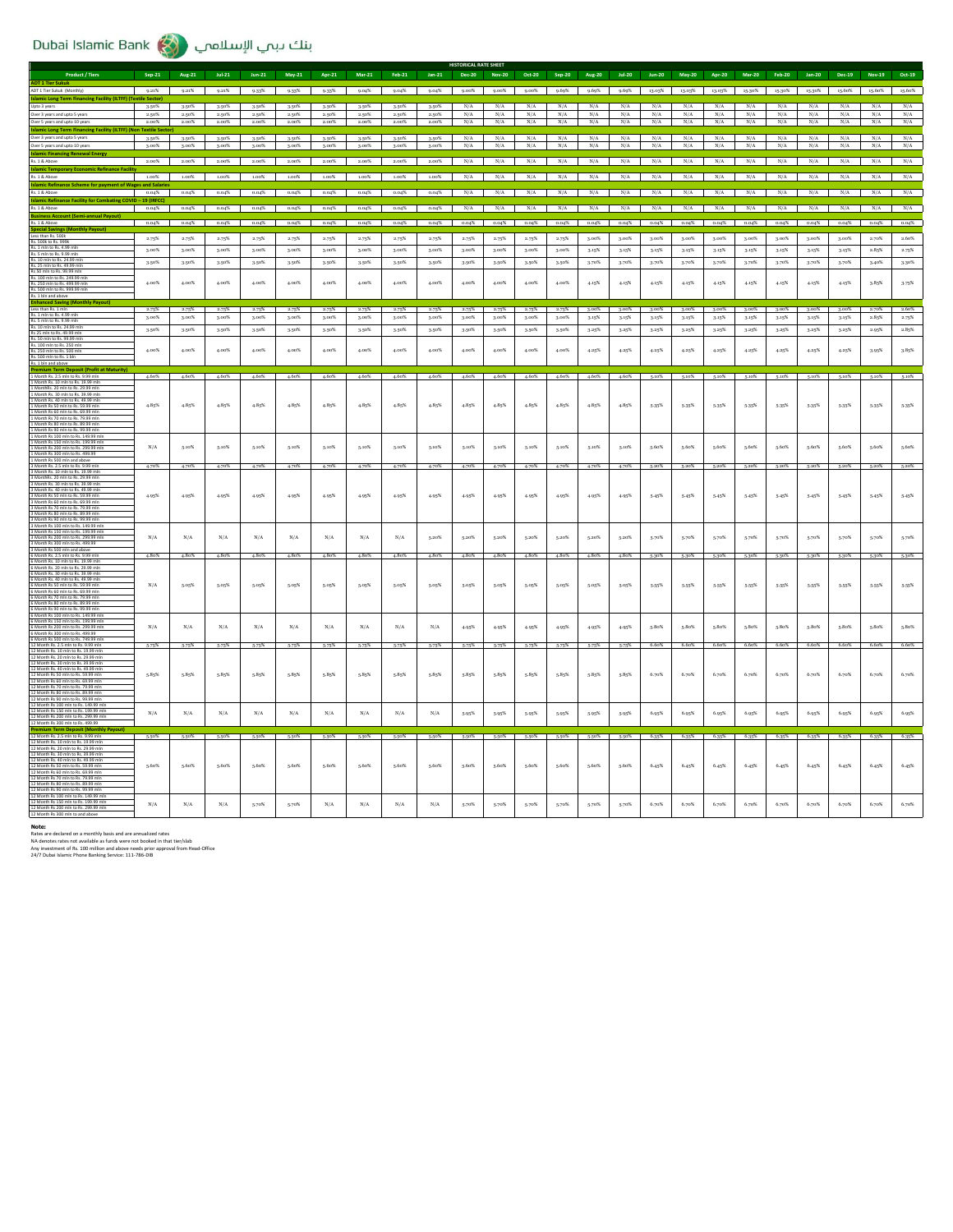Dubai Islamic Bank بنك دبي الإسلامي

## HISTORICAL RATE SHEET

| Product / Tiers | Sep-21 | Aug-21 | Jul-21 | Jun-21 | May-21 | Apr-21 | Mar-21 | Feb-21 | Jan-21 | Dec-20 | Nov-20 | Oct-20 | Sep-20 | Aug-20 | Jul-20 | Jun-20 | May-20 | Apr-20 | Mar-20 | Feb-20 | Jan-20 | Dec-19 | Nov-19 | Oct-19 |
|---|---|---|---|---|---|---|---|---|---|---|---|---|---|---|---|---|---|---|---|---|---|---|---|---|
| **ADT 1 Tier Sukuk** | | | | | | | | | | | | | | | | | | | | | | | | |
| ADT 1 Tier Sukuk (Monthly) | 9.21% | 9.21% | 9.21% | 9.33% | 9.33% | 9.33% | 9.04% | 9.04% | 9.04% | 9.00% | 9.00% | 9.00% | 9.69% | 9.69% | 9.69% | 13.03% | 13.03% | 13.03% | 15.30% | 15.30% | 15.30% | 15.60% | 15.60% | 15.60% |
| **Islamic Long Term Financing Facility (ILTFF) (Textile Sector)** | | | | | | | | | | | | | | | | | | | | | | | | |
| Upto 3 years | 3.50% | 3.50% | 3.50% | 3.50% | 3.50% | 3.50% | 3.50% | 3.50% | 3.50% | N/A | N/A | N/A | N/A | N/A | N/A | N/A | N/A | N/A | N/A | N/A | N/A | N/A | N/A | N/A |
| Over 3 years and upto 5 years | 2.50% | 2.50% | 2.50% | 2.50% | 2.50% | 2.50% | 2.50% | 2.50% | 2.50% | N/A | N/A | N/A | N/A | N/A | N/A | N/A | N/A | N/A | N/A | N/A | N/A | N/A | N/A | N/A |
| Over 5 years and upto 10 years | 2.00% | 2.00% | 2.00% | 2.00% | 2.00% | 2.00% | 2.00% | 2.00% | 2.00% | N/A | N/A | N/A | N/A | N/A | N/A | N/A | N/A | N/A | N/A | N/A | N/A | N/A | N/A | N/A |
| **Islamic Long Term Financing Facility (ILTFF) (Non Textile Sector)** | | | | | | | | | | | | | | | | | | | | | | | | |
| Over 3 years and upto 5 years | 3.50% | 3.50% | 3.50% | 3.50% | 3.50% | 3.50% | 3.50% | 3.50% | 3.50% | N/A | N/A | N/A | N/A | N/A | N/A | N/A | N/A | N/A | N/A | N/A | N/A | N/A | N/A | N/A |
| Over 5 years and upto 10 years | 3.00% | 3.00% | 3.00% | 3.00% | 3.00% | 3.00% | 3.00% | 3.00% | 3.00% | N/A | N/A | N/A | N/A | N/A | N/A | N/A | N/A | N/A | N/A | N/A | N/A | N/A | N/A | N/A |
| **Islamic Financing Renewal Energy** | | | | | | | | | | | | | | | | | | | | | | | | |
| Rs. 1 & Above | 2.00% | 2.00% | 2.00% | 2.00% | 2.00% | 2.00% | 2.00% | 2.00% | 2.00% | N/A | N/A | N/A | N/A | N/A | N/A | N/A | N/A | N/A | N/A | N/A | N/A | N/A | N/A | N/A |
| **Islamic Temporary Economic Refinance Facility** | | | | | | | | | | | | | | | | | | | | | | | | |
| Rs. 1 & Above | 1.00% | 1.00% | 1.00% | 1.00% | 1.00% | 1.00% | 1.00% | 1.00% | 1.00% | N/A | N/A | N/A | N/A | N/A | N/A | N/A | N/A | N/A | N/A | N/A | N/A | N/A | N/A | N/A |
| **Islamic Refinance Scheme for payment of Wages and Salaries** | | | | | | | | | | | | | | | | | | | | | | | | |
| Rs. 1 & Above | 0.04% | 0.04% | 0.04% | 0.04% | 0.04% | 0.04% | 0.04% | 0.04% | 0.04% | N/A | N/A | N/A | N/A | N/A | N/A | N/A | N/A | N/A | N/A | N/A | N/A | N/A | N/A | N/A |
| **Islamic Refinance Facility for Combating COVID – 19 (IRFCC)** | | | | | | | | | | | | | | | | | | | | | | | | |
| Rs. 1 & Above | 0.04% | 0.04% | 0.04% | 0.04% | 0.04% | 0.04% | 0.04% | 0.04% | 0.04% | N/A | N/A | N/A | N/A | N/A | N/A | N/A | N/A | N/A | N/A | N/A | N/A | N/A | N/A | N/A |
| **Business Account (Semi-annual Payout)** | | | | | | | | | | | | | | | | | | | | | | | | |
| Rs. 1 & Above | 0.04% | 0.04% | 0.04% | 0.04% | 0.04% | 0.04% | 0.04% | 0.04% | 0.04% | 0.04% | 0.04% | 0.04% | 0.04% | 0.04% | 0.04% | 0.04% | 0.04% | 0.04% | 0.04% | 0.04% | 0.04% | 0.04% | 0.04% | 0.04% |
| **Special Savings (Monthly Payout)** | | | | | | | | | | | | | | | | | | | | | | | | |
| Less than Rs. 500k; Rs. 500k to Rs. 999k | 2.75% | 2.75% | 2.75% | 2.75% | 2.75% | 2.75% | 2.75% | 2.75% | 2.75% | 2.75% | 2.75% | 2.75% | 2.75% | 3.00% | 3.00% | 3.00% | 3.00% | 3.00% | 3.00% | 3.00% | 3.00% | 3.00% | 2.70% | 2.60% |
| Rs. 1 mln to Rs. 4.99 mln; Rs. 5 mln to Rs. 9.99 mln | 3.00% | 3.00% | 3.00% | 3.00% | 3.00% | 3.00% | 3.00% | 3.00% | 3.00% | 3.00% | 3.00% | 3.00% | 3.00% | 3.15% | 3.15% | 3.15% | 3.15% | 3.15% | 3.15% | 3.15% | 3.15% | 3.15% | 2.85% | 2.75% |
| Rs. 10 mln to Rs. 24.99 mln; Rs. 25 mln to Rs. 49.99 mln | 3.50% | 3.50% | 3.50% | 3.50% | 3.50% | 3.50% | 3.50% | 3.50% | 3.50% | 3.50% | 3.50% | 3.50% | 3.50% | 3.70% | 3.70% | 3.70% | 3.70% | 3.70% | 3.70% | 3.70% | 3.70% | 3.70% | 3.40% | 3.30% |
| Rs. 50 mln to Rs. 99.99 mln; Rs. 100 mln to Rs. 249.99 mln; Rs. 250 mln to Rs. 499.99 mln; Rs. 500 mln to Rs. 999.99 mln; Rs. 1 bln and above | 4.00% | 4.00% | 4.00% | 4.00% | 4.00% | 4.00% | 4.00% | 4.00% | 4.00% | 4.00% | 4.00% | 4.00% | 4.00% | 4.15% | 4.15% | 4.15% | 4.15% | 4.15% | 4.15% | 4.15% | 4.15% | 4.15% | 3.85% | 3.75% |
| **Enhanced Saving (Monthly Payout)** | | | | | | | | | | | | | | | | | | | | | | | | |
| Less than Rs. 1 mln | 2.75% | 2.75% | 2.75% | 2.75% | 2.75% | 2.75% | 2.75% | 2.75% | 2.75% | 2.75% | 2.75% | 2.75% | 2.75% | 3.00% | 3.00% | 3.00% | 3.00% | 3.00% | 3.00% | 3.00% | 3.00% | 3.00% | 2.70% | 2.60% |
| Rs. 1 mln to Rs. 4.99 mln; Rs. 5 mln to Rs. 9.99 mln | 3.00% | 3.00% | 3.00% | 3.00% | 3.00% | 3.00% | 3.00% | 3.00% | 3.00% | 3.00% | 3.00% | 3.00% | 3.00% | 3.15% | 3.15% | 3.15% | 3.15% | 3.15% | 3.15% | 3.15% | 3.15% | 3.15% | 2.85% | 2.75% |
| Rs. 10 mln to Rs. 24.99 mln; Rs 25 mln to Rs. 49.99 mln | 3.50% | 3.50% | 3.50% | 3.50% | 3.50% | 3.50% | 3.50% | 3.50% | 3.50% | 3.50% | 3.50% | 3.50% | 3.50% | 3.25% | 3.25% | 3.25% | 3.25% | 3.25% | 3.25% | 3.25% | 3.25% | 3.25% | 2.95% | 2.85% |
| Rs. 50 mln to Rs. 99.99 mln; Rs. 100 mln to Rs. 250 mln; Rs. 250 mln to Rs. 500 mln; Rs. 500 mln to Rs. 1 bln; Rs. 1 bln and above | 4.00% | 4.00% | 4.00% | 4.00% | 4.00% | 4.00% | 4.00% | 4.00% | 4.00% | 4.00% | 4.00% | 4.00% | 4.00% | 4.25% | 4.25% | 4.25% | 4.25% | 4.25% | 4.25% | 4.25% | 4.25% | 4.25% | 3.95% | 3.85% |
| **Premium Term Deposit (Profit at Maturity)** | | | | | | | | | | | | | | | | | | | | | | | | |
| 1 Month Rs. 2.5 mln to Rs. 9.99 mln | 4.60% | 4.60% | 4.60% | 4.60% | 4.60% | 4.60% | 4.60% | 4.60% | 4.60% | 4.60% | 4.60% | 4.60% | 4.60% | 4.60% | 4.60% | 5.10% | 5.10% | 5.10% | 5.10% | 5.10% | 5.10% | 5.10% | 5.10% | 5.10% |
| 1 Month Rs. 10 mln to Rs. 19.99 mln; 1 MonthRs. 20 mln to Rs. 29.99 mln; 1 Month Rs. 30 mln to Rs. 39.99 mln; 1 Month Rs. 40 mln to Rs. 49.99 mln; 1 Month Rs 50 mln to Rs. 59.99 mln; 1 Month Rs 60 mln to Rs. 69.99 mln; 1 Month Rs 70 mln to Rs. 79.99 mln; 1 Month Rs 80 mln to Rs. 89.99 mln; 1 Month Rs 90 mln to Rs. 99.99 mln | 4.85% | 4.85% | 4.85% | 4.85% | 4.85% | 4.85% | 4.85% | 4.85% | 4.85% | 4.85% | 4.85% | 4.85% | 4.85% | 4.85% | 4.85% | 5.35% | 5.35% | 5.35% | 5.35% | 5.35% | 5.35% | 5.35% | 5.35% | 5.35% |
| 1 Month Rs 100 mln to Rs. 149.99 mln; 1 Month Rs 150 mln to Rs. 199.99 mln; 1 Month Rs 200 mln to Rs. 299.99 mln; 1 Month Rs 300 mln to Rs. 499.99 mln; 1 Month Rs 500 mln and above | N/A | 5.10% | 5.10% | 5.10% | 5.10% | 5.10% | 5.10% | 5.10% | 5.10% | 5.10% | 5.10% | 5.10% | 5.10% | 5.10% | 5.10% | 5.60% | 5.60% | 5.60% | 5.60% | 5.60% | 5.60% | 5.60% | 5.60% | 5.60% |
| 3 Month Rs. 2.5 mln to Rs. 9.99 mln | 4.70% | 4.70% | 4.70% | 4.70% | 4.70% | 4.70% | 4.70% | 4.70% | 4.70% | 4.70% | 4.70% | 4.70% | 4.70% | 4.70% | 4.70% | 5.20% | 5.20% | 5.20% | 5.20% | 5.20% | 5.20% | 5.20% | 5.20% | 5.20% |
| 3 Month Rs. 10 mln to Rs. 19.99 mln; 3 MonthRs. 20 mln to Rs. 29.99 mln; 3 Month Rs. 30 mln to Rs. 39.99 mln; 3 Month Rs. 40 mln to Rs. 49.99 mln; 3 Month Rs 50 mln to Rs. 59.99 mln; 3 Month Rs 60 mln to Rs. 69.99 mln; 3 Month Rs 70 mln to Rs. 79.99 mln; 3 Month Rs 80 mln to Rs. 89.99 mln; 3 Month Rs 90 mln to Rs. 99.99 mln | 4.95% | 4.95% | 4.95% | 4.95% | 4.95% | 4.95% | 4.95% | 4.95% | 4.95% | 4.95% | 4.95% | 4.95% | 4.95% | 4.95% | 4.95% | 5.45% | 5.45% | 5.45% | 5.45% | 5.45% | 5.45% | 5.45% | 5.45% | 5.45% |
| 3 Month Rs 100 mln to Rs. 149.99 mln; 3 Month Rs 150 mln to Rs. 199.99 mln; 3 Month Rs 200 mln to Rs. 299.99 mln; 3 Month Rs 300 mln to Rs. 499.99; 3 Month Rs 500 mln and above | N/A | N/A | N/A | N/A | N/A | N/A | N/A | N/A | 5.20% | 5.20% | 5.20% | 5.20% | 5.20% | 5.20% | 5.20% | 5.70% | 5.70% | 5.70% | 5.70% | 5.70% | 5.70% | 5.70% | 5.70% | 5.70% |
| 6 Month Rs. 2.5 mln to Rs. 9.99 mln | 4.80% | 4.80% | 4.80% | 4.80% | 4.80% | 4.80% | 4.80% | 4.80% | 4.80% | 4.80% | 4.80% | 4.80% | 4.80% | 4.80% | 4.80% | 5.30% | 5.30% | 5.30% | 5.30% | 5.30% | 5.30% | 5.30% | 5.30% | 5.30% |
| 6 Month Rs. 10 mln to Rs. 19.99 mln; 6 Month Rs. 20 mln to Rs. 29.99 mln; 6 Month Rs. 30 mln to Rs. 39.99 mln; 6 Month Rs. 40 mln to Rs. 49.99 mln; 6 Month Rs 50 mln to Rs. 59.99 mln; 6 Month Rs 60 mln to Rs. 69.99 mln; 6 Month Rs 70 mln to Rs. 79.99 mln; 6 Month Rs 80 mln to Rs. 89.99 mln; 6 Month Rs 90 mln to Rs. 99.99 mln | N/A | 5.05% | 5.05% | 5.05% | 5.05% | 5.05% | 5.05% | 5.05% | 5.05% | 5.05% | 5.05% | 5.05% | 5.05% | 5.05% | 5.05% | 5.55% | 5.55% | 5.55% | 5.55% | 5.55% | 5.55% | 5.55% | 5.55% | 5.55% |
| 6 Month Rs 100 mln to Rs. 149.99 mln; 6 Month Rs 150 mln to Rs. 199.99 mln; 6 Month Rs 200 mln to Rs. 299.99 mln; 6 Month Rs 300 mln to Rs. 499.99; 6 Month Rs 500 mln to Rs. 749.99 mln | N/A | N/A | N/A | N/A | N/A | N/A | N/A | N/A | N/A | 4.95% | 4.95% | 4.95% | 4.95% | 4.95% | 4.95% | 5.80% | 5.80% | 5.80% | 5.80% | 5.80% | 5.80% | 5.80% | 5.80% | 5.80% |
| 12 Month Rs. 2.5 mln to Rs. 9.99 mln | 5.75% | 5.75% | 5.75% | 5.75% | 5.75% | 5.75% | 5.75% | 5.75% | 5.75% | 5.75% | 5.75% | 5.75% | 5.75% | 5.75% | 5.75% | 6.60% | 6.60% | 6.60% | 6.60% | 6.60% | 6.60% | 6.60% | 6.60% | 6.60% |
| 12 Month Rs. 10 mln to Rs. 19.99 mln; 12 Month Rs. 20 mln to Rs. 29.99 mln; 12 Month Rs. 30 mln to Rs. 39.99 mln; 12 Month Rs. 40 mln to Rs. 49.99 mln; 12 Month Rs 50 mln to Rs. 59.99 mln; 12 Month Rs 60 mln to Rs. 69.99 mln; 12 Month Rs 70 mln to Rs. 79.99 mln; 12 Month Rs 80 mln to Rs. 89.99 mln; 12 Month Rs 90 mln to Rs. 99.99 mln | 5.85% | 5.85% | 5.85% | 5.85% | 5.85% | 5.85% | 5.85% | 5.85% | 5.85% | 5.85% | 5.85% | 5.85% | 5.85% | 5.85% | 5.85% | 6.70% | 6.70% | 6.70% | 6.70% | 6.70% | 6.70% | 6.70% | 6.70% | 6.70% |
| 12 Month Rs 100 mln to Rs. 149.99 mln; 12 Month Rs 150 mln to Rs. 199.99 mln; 12 Month Rs 200 mln to Rs. 299.99 mln; 12 Month Rs 300 mln to Rs. 499.99 | N/A | N/A | N/A | N/A | N/A | N/A | N/A | N/A | N/A | 5.95% | 5.95% | 5.95% | 5.95% | 5.95% | 5.95% | 6.95% | 6.95% | 6.95% | 6.95% | 6.95% | 6.95% | 6.95% | 6.95% | 6.95% |
| **Premium Term Deposit (Monthly Payout)** | | | | | | | | | | | | | | | | | | | | | | | | |
| 12 Month Rs. 2.5 mln to Rs. 9.99 mln | 5.50% | 5.50% | 5.50% | 5.50% | 5.50% | 5.50% | 5.50% | 5.50% | 5.50% | 5.50% | 5.50% | 5.50% | 5.50% | 5.50% | 5.50% | 6.35% | 6.35% | 6.35% | 6.35% | 6.35% | 6.35% | 6.35% | 6.35% | 6.35% |
| 12 Month Rs. 10 mln to Rs. 19.99 mln; 12 Month Rs. 20 mln to Rs. 29.99 mln; 12 Month Rs. 30 mln to Rs. 39.99 mln; 12 Month Rs. 40 mln to Rs. 49.99 mln; 12 Month Rs 50 mln to Rs. 59.99 mln; 12 Month Rs 60 mln to Rs. 69.99 mln; 12 Month Rs 70 mln to Rs. 79.99 mln; 12 Month Rs 80 mln to Rs. 89.99 mln; 12 Month Rs 90 mln to Rs. 99.99 mln | 5.60% | 5.60% | 5.60% | 5.60% | 5.60% | 5.60% | 5.60% | 5.60% | 5.60% | 5.60% | 5.60% | 5.60% | 5.60% | 5.60% | 5.60% | 6.45% | 6.45% | 6.45% | 6.45% | 6.45% | 6.45% | 6.45% | 6.45% | 6.45% |
| 12 Month Rs 100 mln to Rs. 149.99 mln; 12 Month Rs 150 mln to Rs. 199.99 mln; 12 Month Rs 200 mln to Rs. 299.99 mln; 12 Month Rs 300 mln to and above | N/A | N/A | N/A | 5.70% | 5.70% | N/A | N/A | N/A | N/A | 5.70% | 5.70% | 5.70% | 5.70% | 5.70% | 5.70% | 6.70% | 6.70% | 6.70% | 6.70% | 6.70% | 6.70% | 6.70% | 6.70% | 6.70% |

**Note:**

Rates are declared on a monthly basis and are annualized rates

NA denotes rates not available as funds were not booked in that tier/slab

Any investment of Rs. 100 million and above needs prior approval from Head-Office

24/7 Dubai Islamic Phone Banking Service: 111-786-DIB